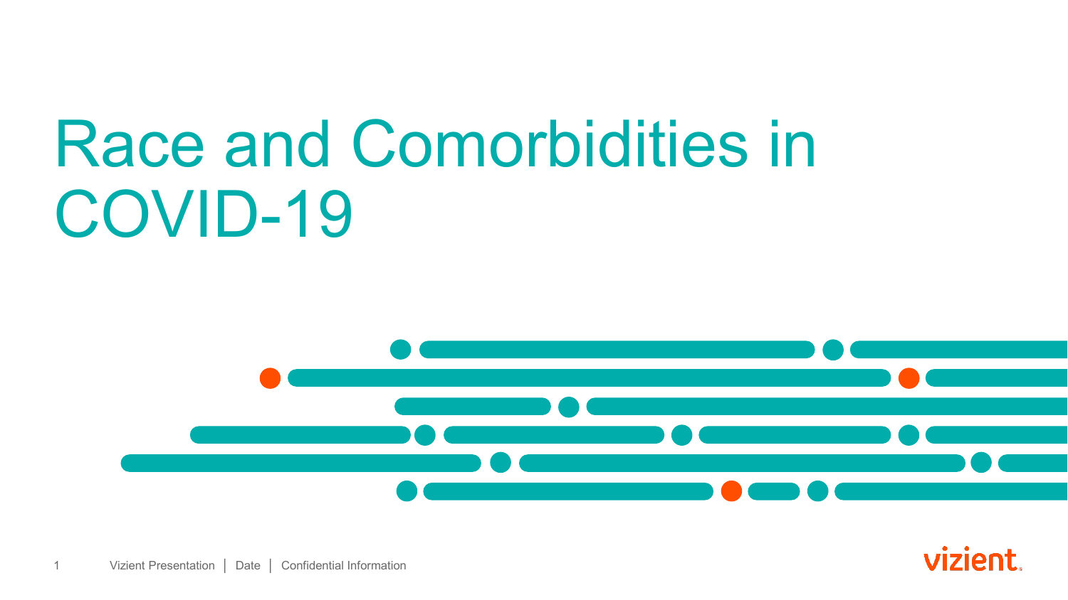# Race and Comorbidities in COVID-19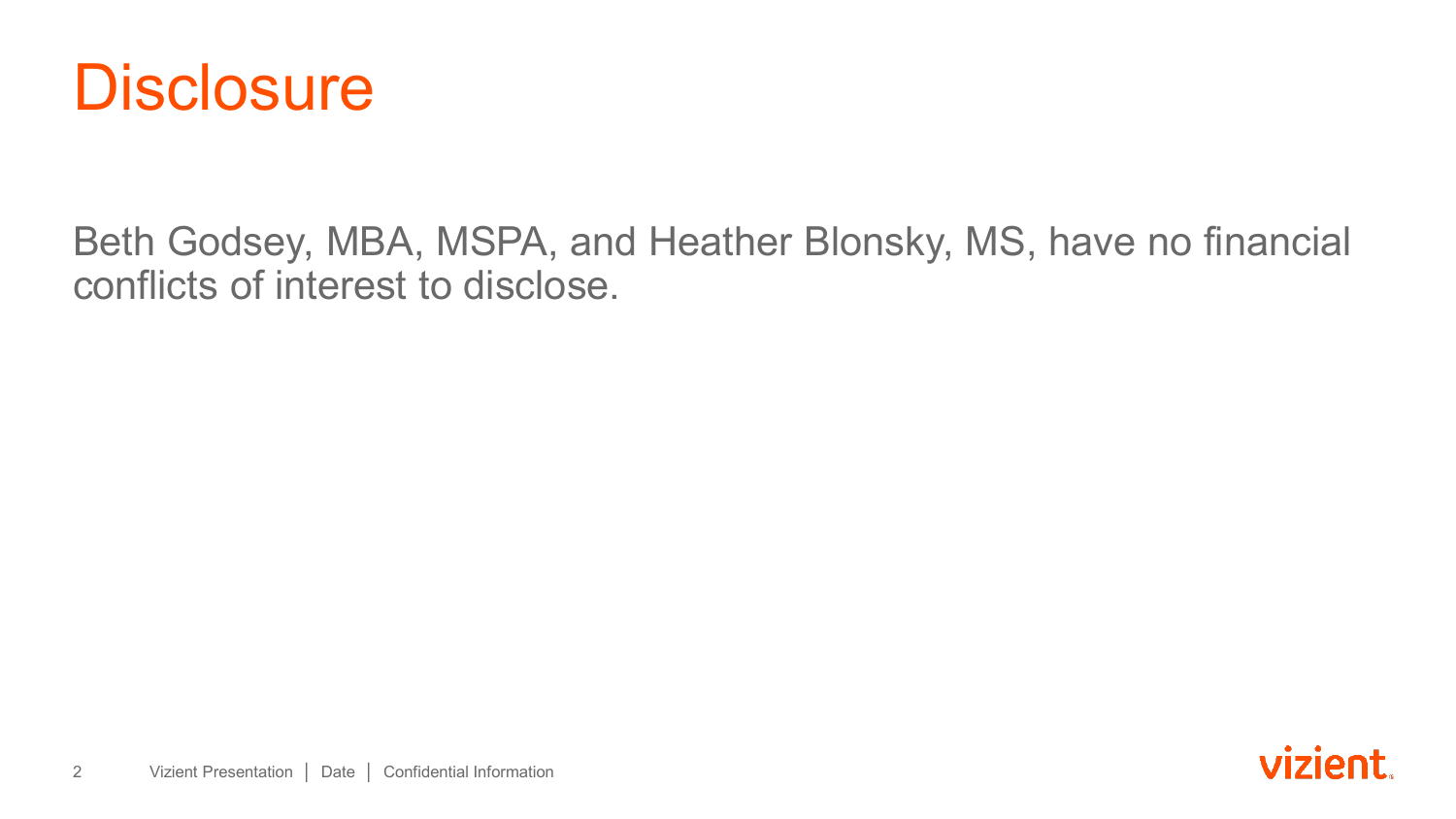# Disclosure

Beth Godsey, MBA, MSPA, and Heather Blonsky, MS, have no financial conflicts of interest to disclose.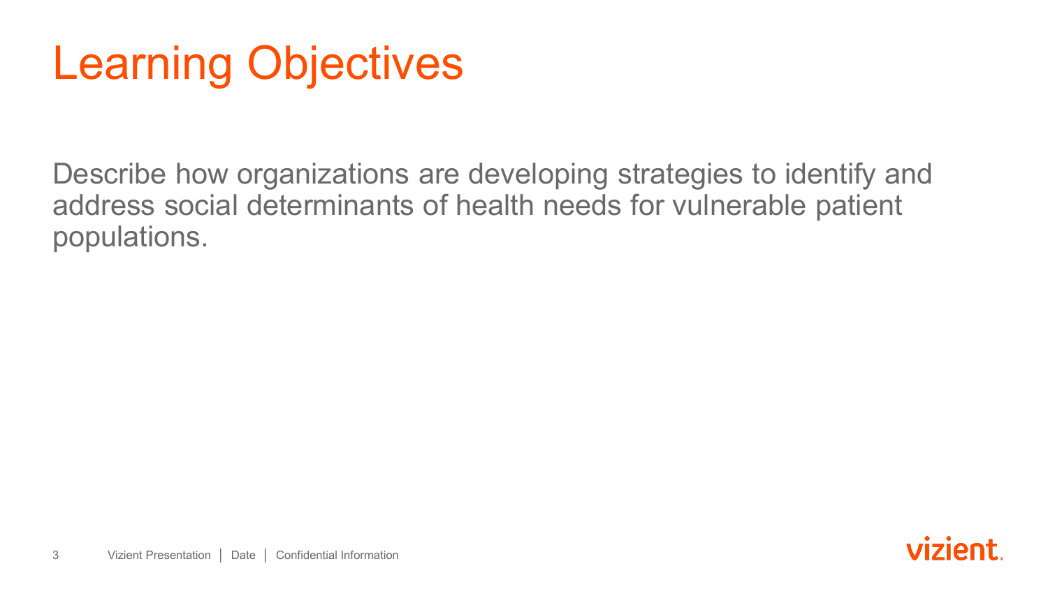# Learning Objectives

Describe how organizations are developing strategies to identify and address social determinants of health needs for vulnerable patient populations.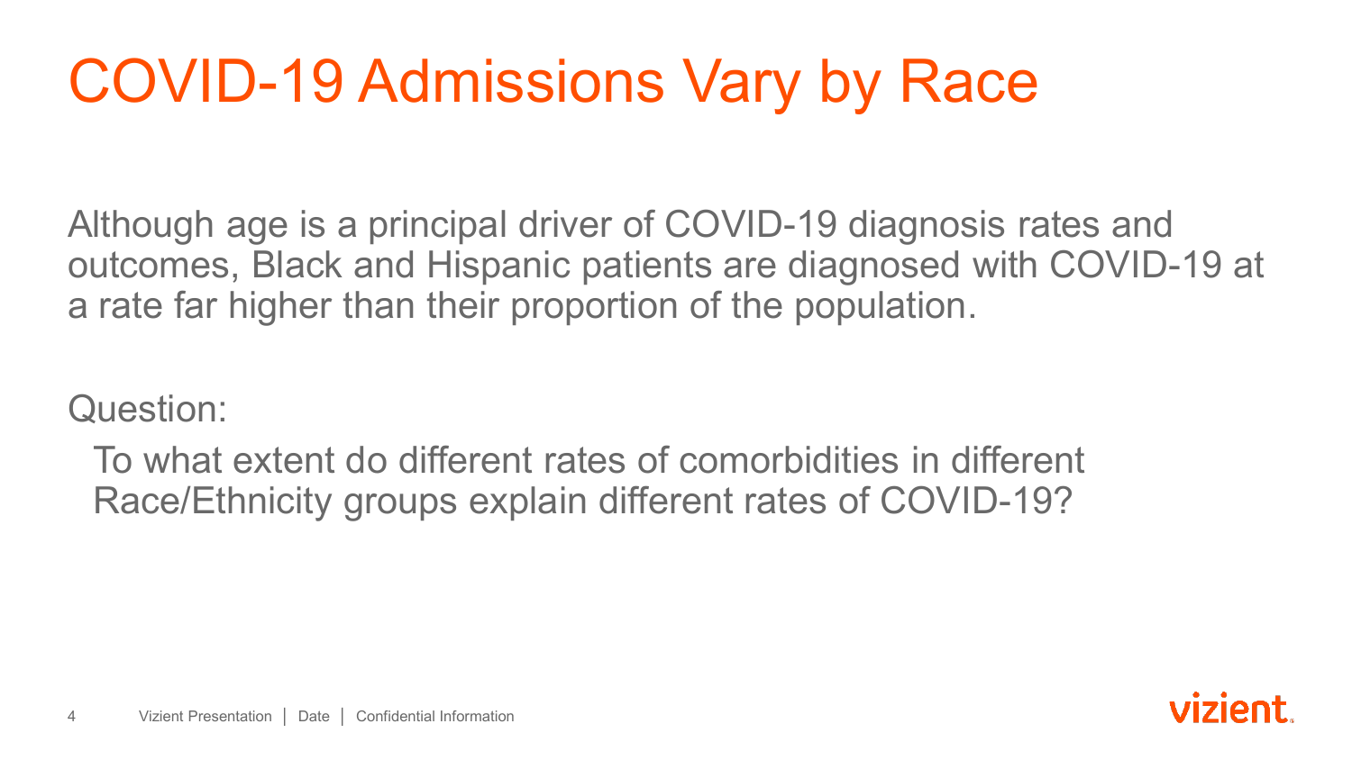# COVID-19 Admissions Vary by Race

Although age is a principal driver of COVID-19 diagnosis rates and outcomes, Black and Hispanic patients are diagnosed with COVID-19 at a rate far higher than their proportion of the population.

Question:

To what extent do different rates of comorbidities in different Race/Ethnicity groups explain different rates of COVID-19?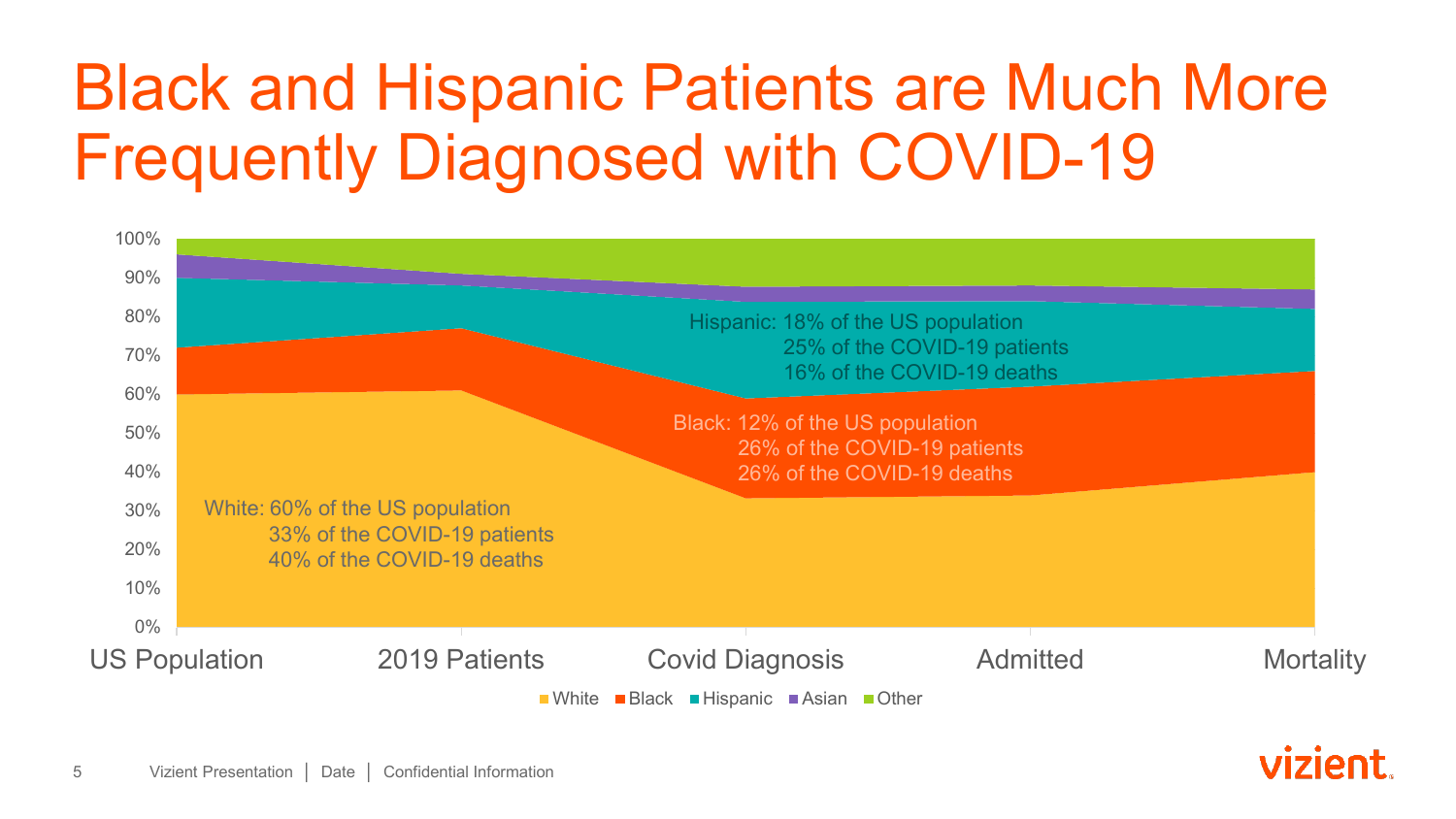# Black and Hispanic Patients are Much More Frequently Diagnosed with COVID-19

Hispanic: 18% of the US population
25% of the COVID-19 patients
16% of the COVID-19 deaths

Black: 12% of the US population
26% of the COVID-19 patients
26% of the COVID-19 deaths

White: 60% of the US population
33% of the COVID-19 patients
40% of the COVID-19 deaths

100%
90%
80%
70%
60%
50%
40%
30%
20%
10%
0%

US Population | 2019 Patients | Covid Diagnosis | Admitted | Mortality

White | Black | Hispanic | Asian | Other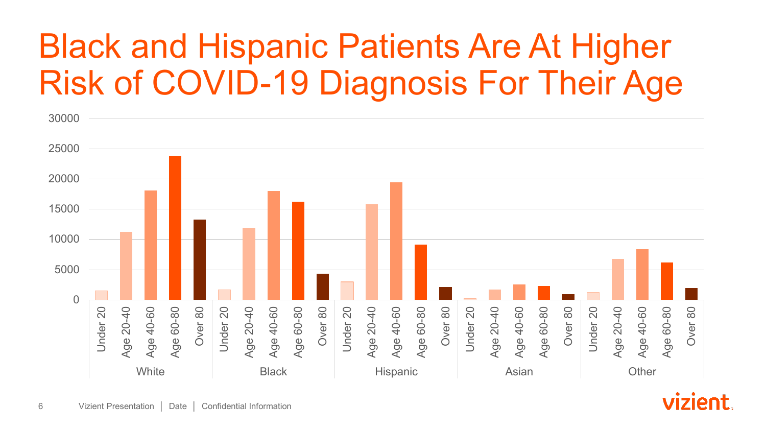# Black and Hispanic Patients Are At Higher Risk of COVID-19 Diagnosis For Their Age

30000
25000
20000
15000
10000
5000
0

| | Under 20 | Age 20-40 | Age 40-60 | Age 60-80 | Over 80 |
|---|---|---|---|---|---|
| White | | | | | |
| Black | | | | | |
| Hispanic | | | | | |
| Asian | | | | | |
| Other | | | | | |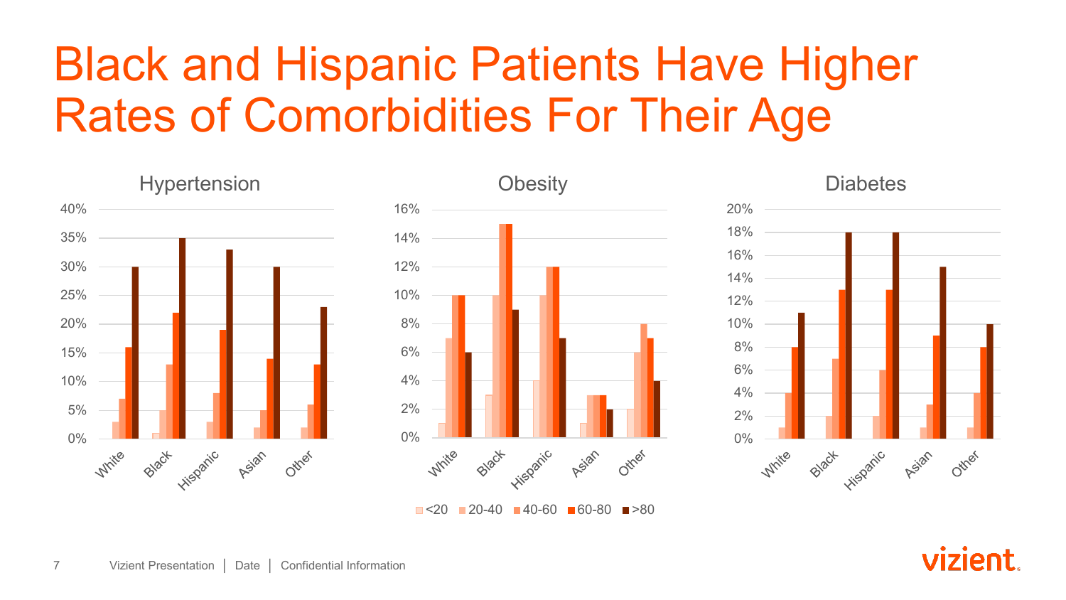# Black and Hispanic Patients Have Higher Rates of Comorbidities For Their Age

### Hypertension

| | <20 | 20-40 | 40-60 | 60-80 | >80 |
|---|---|---|---|---|---|
| White | 0% | 3% | 7% | 16% | 30% |
| Black | 1% | 5% | 13% | 22% | 35% |
| Hispanic | 0% | 3% | 8% | 19% | 33% |
| Asian | 0% | 2% | 5% | 14% | 30% |
| Other | 0% | 2% | 6% | 13% | 23% |

### Obesity

| | <20 | 20-40 | 40-60 | 60-80 | >80 |
|---|---|---|---|---|---|
| White | 1% | 7% | 10% | 10% | 6% |
| Black | 3% | 10% | 15% | 15% | 9% |
| Hispanic | 4% | 10% | 12% | 12% | 7% |
| Asian | 1% | 3% | 3% | 3% | 2% |
| Other | 2% | 6% | 8% | 7% | 4% |

### Diabetes

| | <20 | 20-40 | 40-60 | 60-80 | >80 |
|---|---|---|---|---|---|
| White | 0% | 1% | 4% | 8% | 11% |
| Black | 0% | 2% | 7% | 13% | 18% |
| Hispanic | 0% | 2% | 6% | 13% | 18% |
| Asian | 0% | 1% | 3% | 9% | 15% |
| Other | 0% | 1% | 4% | 8% | 10% |

Vizient Presentation | Date | Confidential Information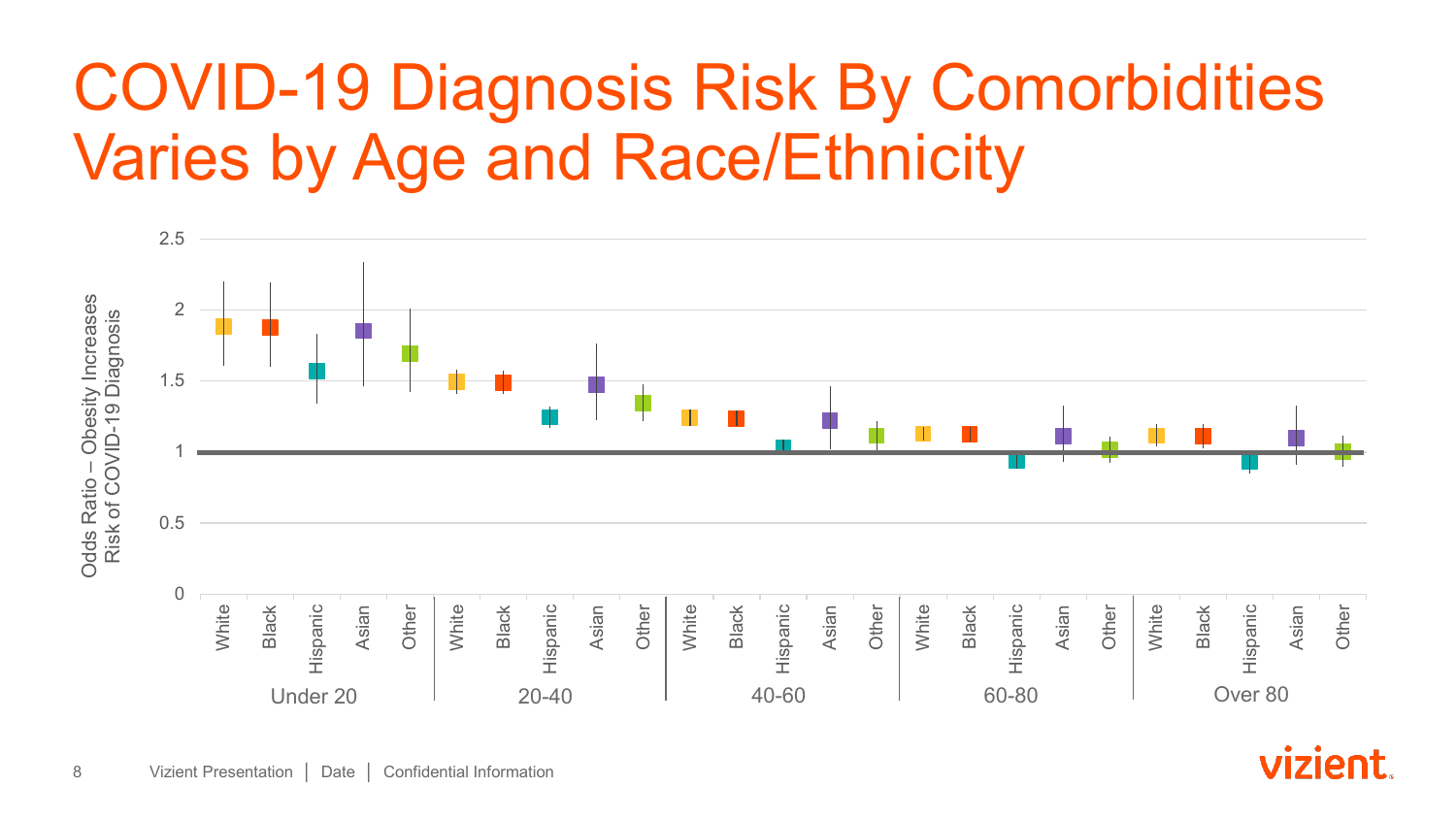# COVID-19 Diagnosis Risk By Comorbidities Varies by Age and Race/Ethnicity

Odds Ratio – Obesity Increases Risk of COVID-19 Diagnosis

2.5
2
1.5
1
0.5
0

| Under 20 | | | | | 20-40 | | | | | 40-60 | | | | | 60-80 | | | | | Over 80 | | | | |
|---|---|---|---|---|---|---|---|---|---|---|---|---|---|---|---|---|---|---|---|---|---|---|---|---|
| White | Black | Hispanic | Asian | Other | White | Black | Hispanic | Asian | Other | White | Black | Hispanic | Asian | Other | White | Black | Hispanic | Asian | Other | White | Black | Hispanic | Asian | Other |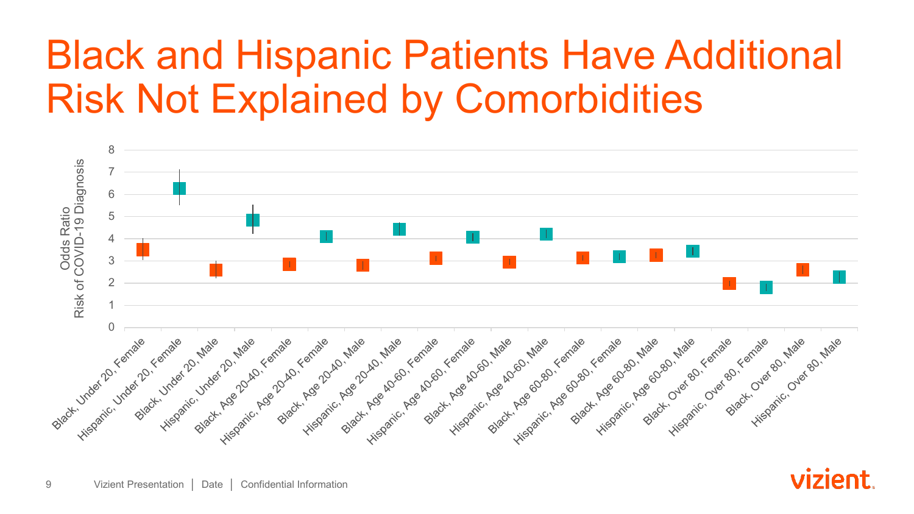# Black and Hispanic Patients Have Additional Risk Not Explained by Comorbidities

Odds Ratio Risk of COVID-19 Diagnosis

| Group | Approximate Odds Ratio |
|---|---|
| Black, Under 20, Female | 3.5 |
| Hispanic, Under 20, Female | 6.3 |
| Black, Under 20, Male | 2.6 |
| Hispanic, Under 20, Male | 4.8 |
| Black, Age 20-40, Female | 2.9 |
| Hispanic, Age 20-40, Female | 4.1 |
| Black, Age 20-40, Male | 2.8 |
| Hispanic, Age 20-40, Male | 4.4 |
| Black, Age 40-60, Female | 3.1 |
| Hispanic, Age 40-60, Female | 4.1 |
| Black, Age 40-60, Male | 2.9 |
| Hispanic, Age 40-60, Male | 4.2 |
| Black, Age 60-80, Female | 3.1 |
| Hispanic, Age 60-80, Female | 3.2 |
| Black, Age 60-80, Male | 3.3 |
| Hispanic, Age 60-80, Male | 3.4 |
| Black, Over 80, Female | 2.0 |
| Hispanic, Over 80, Female | 1.8 |
| Black, Over 80, Male | 2.6 |
| Hispanic, Over 80, Male | 2.3 |

Vizient Presentation | Date | Confidential Information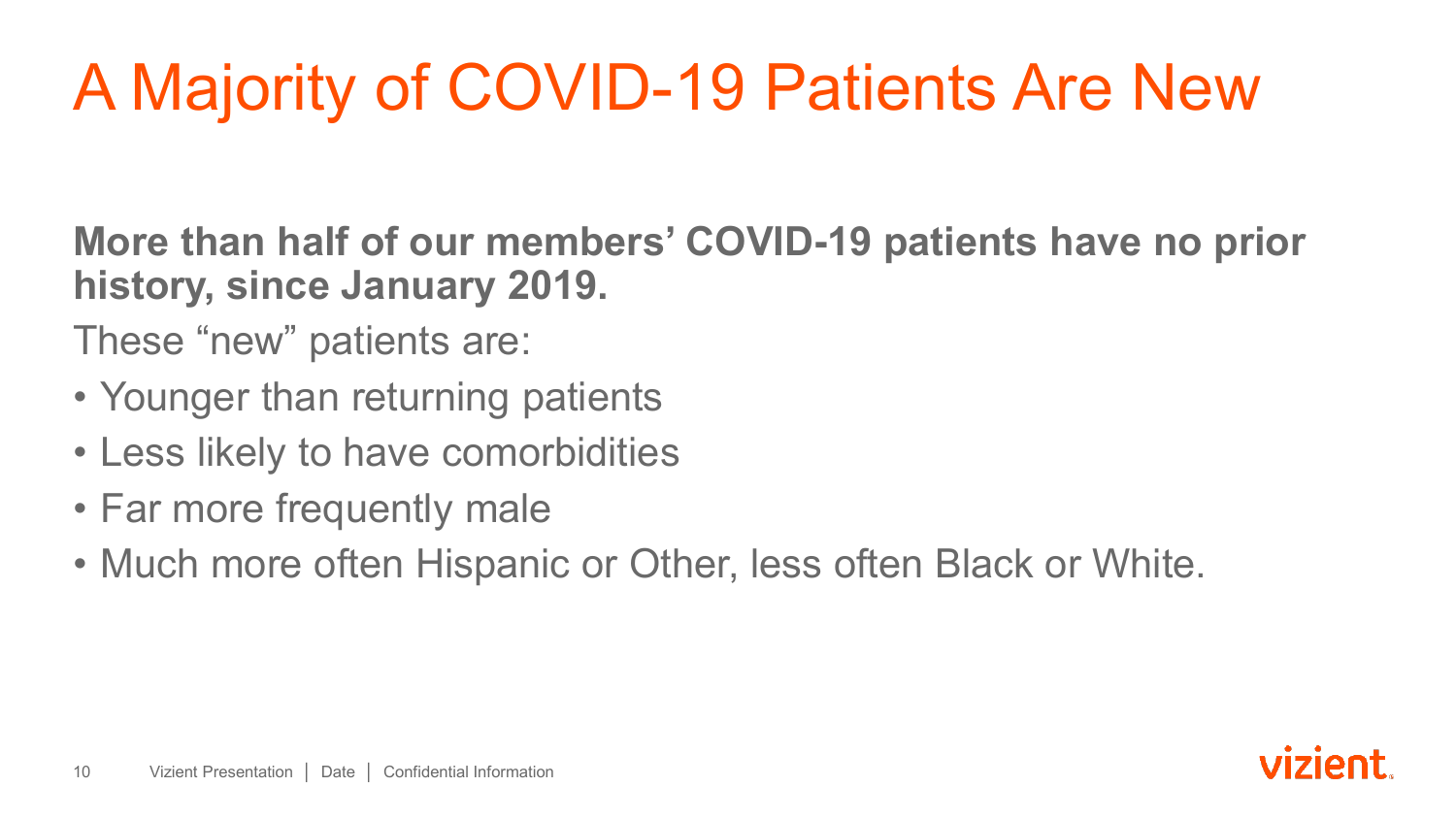# A Majority of COVID-19 Patients Are New

**More than half of our members' COVID-19 patients have no prior history, since January 2019.**

These "new" patients are:

- Younger than returning patients
- Less likely to have comorbidities
- Far more frequently male
- Much more often Hispanic or Other, less often Black or White.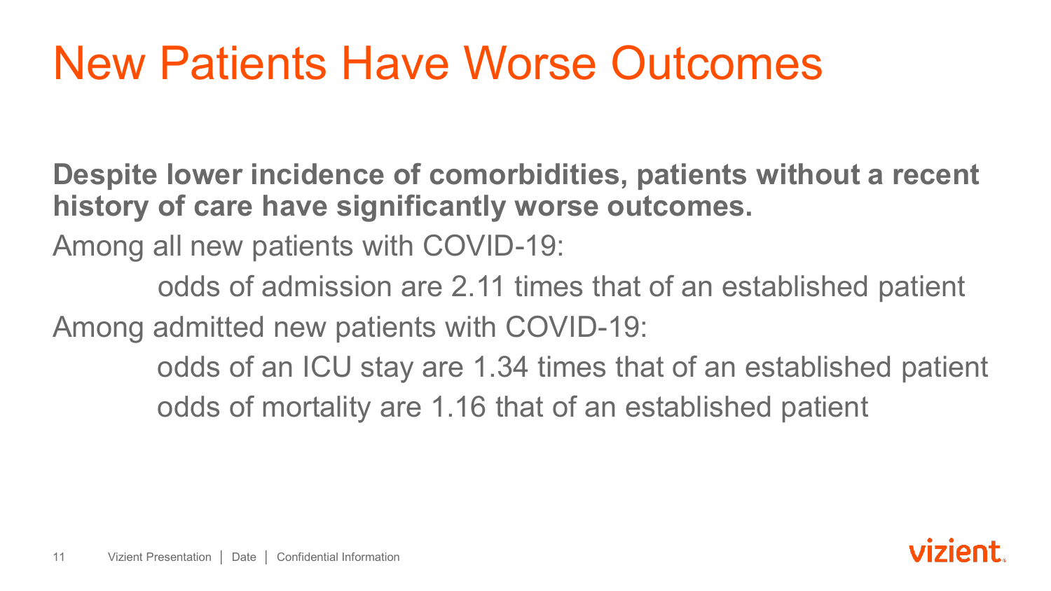# New Patients Have Worse Outcomes

**Despite lower incidence of comorbidities, patients without a recent history of care have significantly worse outcomes.**

Among all new patients with COVID-19:

- odds of admission are 2.11 times that of an established patient

Among admitted new patients with COVID-19:

- odds of an ICU stay are 1.34 times that of an established patient
- odds of mortality are 1.16 that of an established patient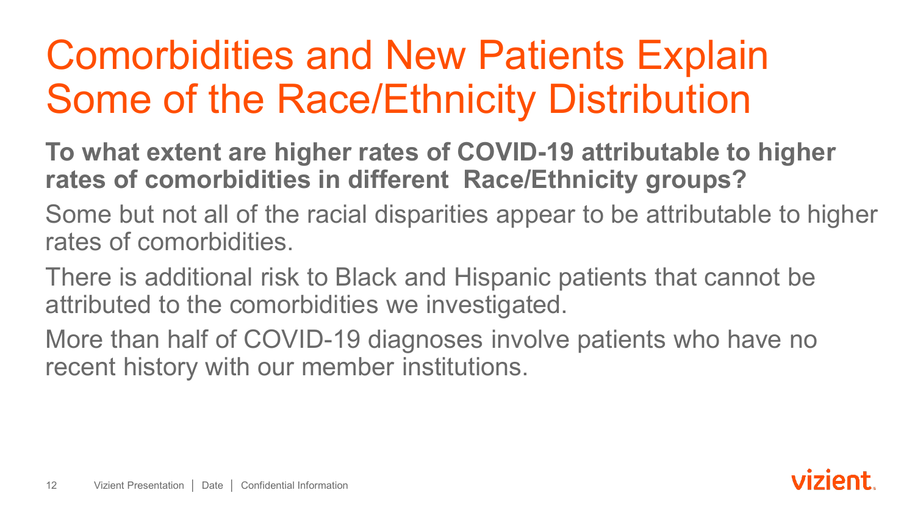# Comorbidities and New Patients Explain Some of the Race/Ethnicity Distribution

**To what extent are higher rates of COVID-19 attributable to higher rates of comorbidities in different Race/Ethnicity groups?**

Some but not all of the racial disparities appear to be attributable to higher rates of comorbidities.

There is additional risk to Black and Hispanic patients that cannot be attributed to the comorbidities we investigated.

More than half of COVID-19 diagnoses involve patients who have no recent history with our member institutions.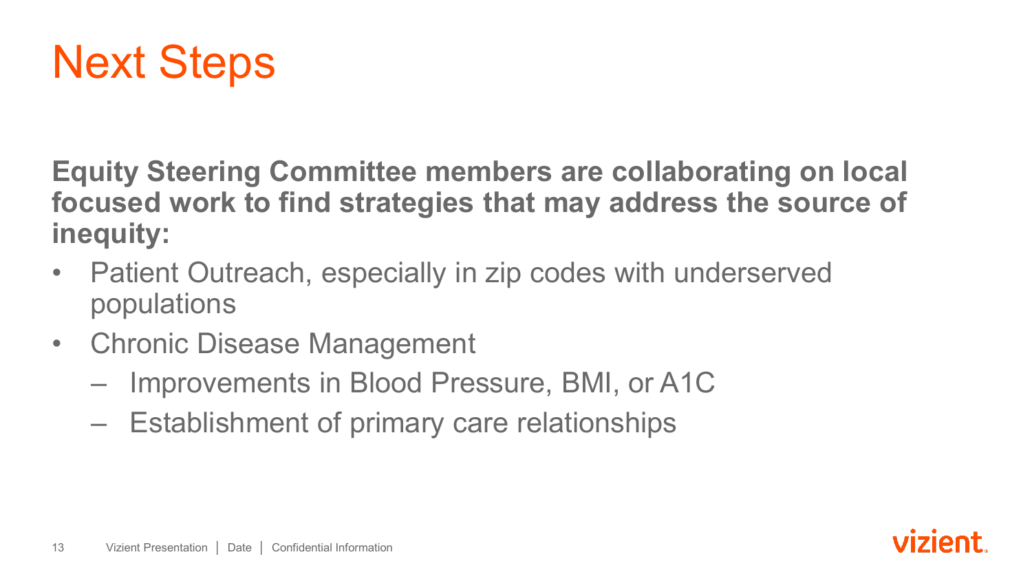# Next Steps

**Equity Steering Committee members are collaborating on local focused work to find strategies that may address the source of inequity:**

- Patient Outreach, especially in zip codes with underserved populations
- Chronic Disease Management
  - Improvements in Blood Pressure, BMI, or A1C
  - Establishment of primary care relationships